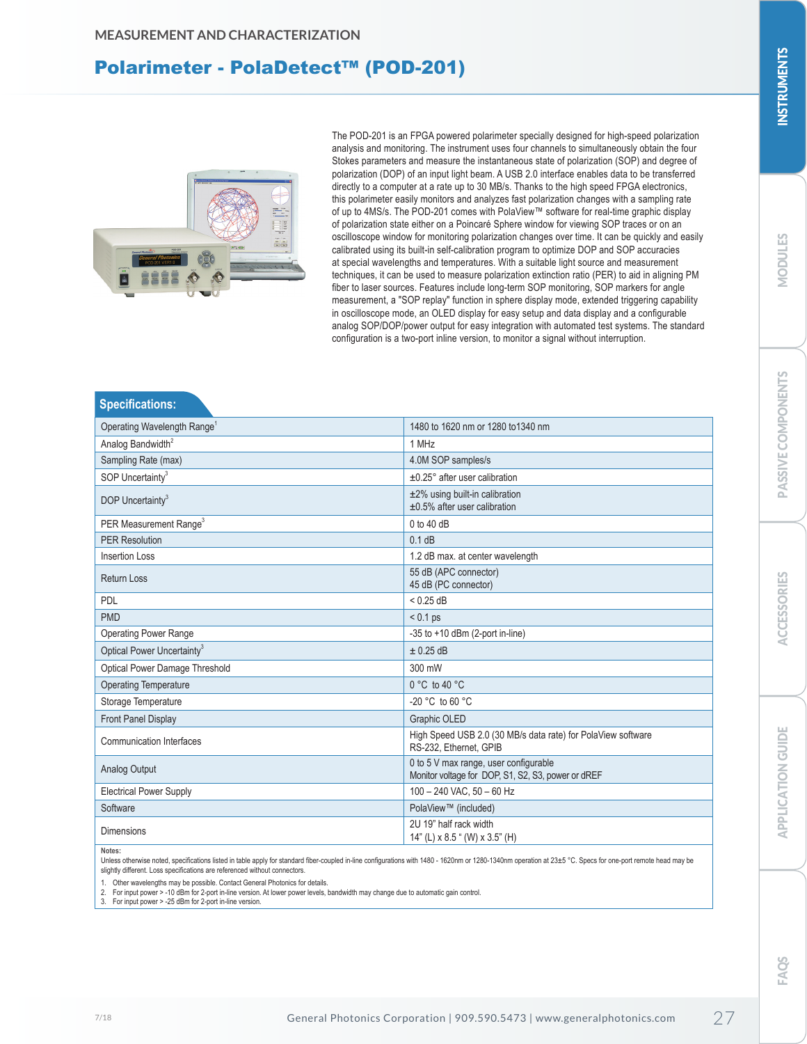MEASUREMENT AND CHARACTERIZATION

# Polarimeter - PolaDetect™ (POD-201)

The POD-201 is an FPGA powered polarimeter specially designed for high-speed polarization analysis and monitoring. The instrument uses four channels to simultaneously obtain the four Stokes parameters and measure the instantaneous state of polarization (SOP) and degree of polarization (DOP) of an input light beam. A USB 2.0 interface enables data to be transferred directly to a computer at a rate up to 30 MB/s. Thanks to the high speed FPGA electronics, this polarimeter easily monitors and analyzes fast polarization changes with a sampling rate of up to 4MS/s. The POD-201 comes with PolaView™ software for real-time graphic display of polarization state either on a Poincaré Sphere window for viewing SOP traces or on an oscilloscope window for monitoring polarization changes over time. It can be quickly and easily calibrated using its built-in self-calibration program to optimize DOP and SOP accuracies at special wavelengths and temperatures. With a suitable light source and measurement techniques, it can be used to measure polarization extinction ratio (PER) to aid in aligning PM fiber to laser sources. Features include long-term SOP monitoring, SOP markers for angle measurement, a "SOP replay" function in sphere display mode, extended triggering capability in oscilloscope mode, an OLED display for easy setup and data display and a configurable analog SOP/DOP/power output for easy integration with automated test systems. The standard configuration is a two-port inline version, to monitor a signal without interruption.

## Specifications:

| Parameter | Value |
|---|---|
| Operating Wavelength Range[1] | 1480 to 1620 nm or 1280 to1340 nm |
| Analog Bandwidth[2] | 1 MHz |
| Sampling Rate (max) | 4.0M SOP samples/s |
| SOP Uncertainty[3] | ±0.25° after user calibration |
| DOP Uncertainty[3] | ±2% using built-in calibration<br>±0.5% after user calibration |
| PER Measurement Range[3] | 0 to 40 dB |
| PER Resolution | 0.1 dB |
| Insertion Loss | 1.2 dB max. at center wavelength |
| Return Loss | 55 dB (APC connector)<br>45 dB (PC connector) |
| PDL | < 0.25 dB |
| PMD | < 0.1 ps |
| Operating Power Range | -35 to +10 dBm (2-port in-line) |
| Optical Power Uncertainty[3] | ± 0.25 dB |
| Optical Power Damage Threshold | 300 mW |
| Operating Temperature | 0 °C to 40 °C |
| Storage Temperature | -20 °C to 60 °C |
| Front Panel Display | Graphic OLED |
| Communication Interfaces | High Speed USB 2.0 (30 MB/s data rate) for PolaView software<br>RS-232, Ethernet, GPIB |
| Analog Output | 0 to 5 V max range, user configurable<br>Monitor voltage for DOP, S1, S2, S3, power or dREF |
| Electrical Power Supply | 100 – 240 VAC, 50 – 60 Hz |
| Software | PolaView™ (included) |
| Dimensions | 2U 19" half rack width<br>14" (L) x 8.5 " (W) x 3.5" (H) |

**Notes:**
Unless otherwise noted, specifications listed in table apply for standard fiber-coupled in-line configurations with 1480 - 1620nm or 1280-1340nm operation at 23±5 °C. Specs for one-port remote head may be slightly different. Loss specifications are referenced without connectors.

1. Other wavelengths may be possible. Contact General Photonics for details.
2. For input power > -10 dBm for 2-port in-line version. At lower power levels, bandwidth may change due to automatic gain control.
3. For input power > -25 dBm for 2-port in-line version.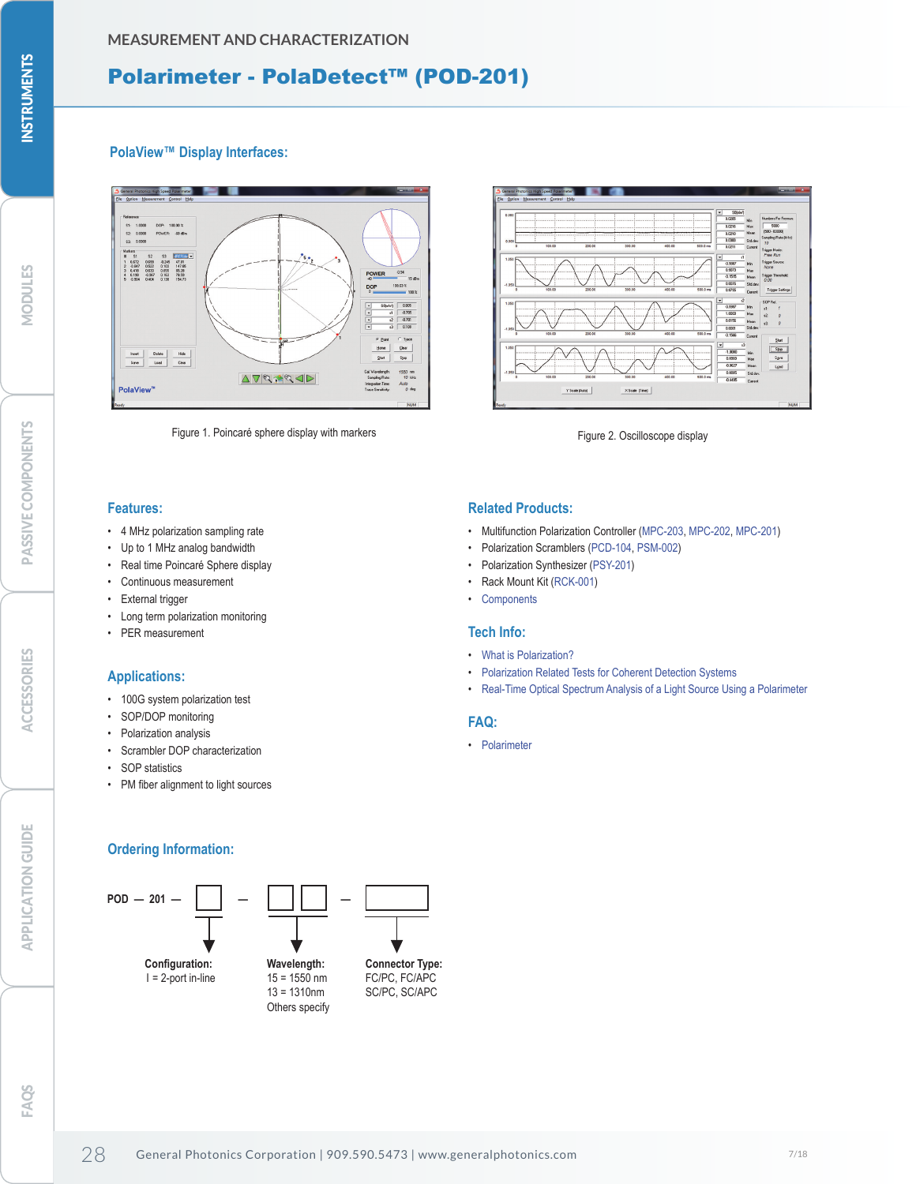MEASUREMENT AND CHARACTERIZATION

# Polarimeter - PolaDetect™ (POD-201)

## PolaView™ Display Interfaces:

Figure 1. Poincaré sphere display with markers

Figure 2. Oscilloscope display

## Features:

- 4 MHz polarization sampling rate
- Up to 1 MHz analog bandwidth
- Real time Poincaré Sphere display
- Continuous measurement
- External trigger
- Long term polarization monitoring
- PER measurement

## Applications:

- 100G system polarization test
- SOP/DOP monitoring
- Polarization analysis
- Scrambler DOP characterization
- SOP statistics
- PM fiber alignment to light sources

## Related Products:

- Multifunction Polarization Controller (MPC-203, MPC-202, MPC-201)
- Polarization Scramblers (PCD-104, PSM-002)
- Polarization Synthesizer (PSY-201)
- Rack Mount Kit (RCK-001)
- Components

## Tech Info:

- What is Polarization?
- Polarization Related Tests for Coherent Detection Systems
- Real-Time Optical Spectrum Analysis of a Light Source Using a Polarimeter

## FAQ:

- Polarimeter

## Ordering Information:

POD — 201 — ☐ — ☐☐ — ☐

**Configuration:**
I = 2-port in-line

**Wavelength:**
15 = 1550 nm
13 = 1310nm
Others specify

**Connector Type:**
FC/PC, FC/APC
SC/PC, SC/APC